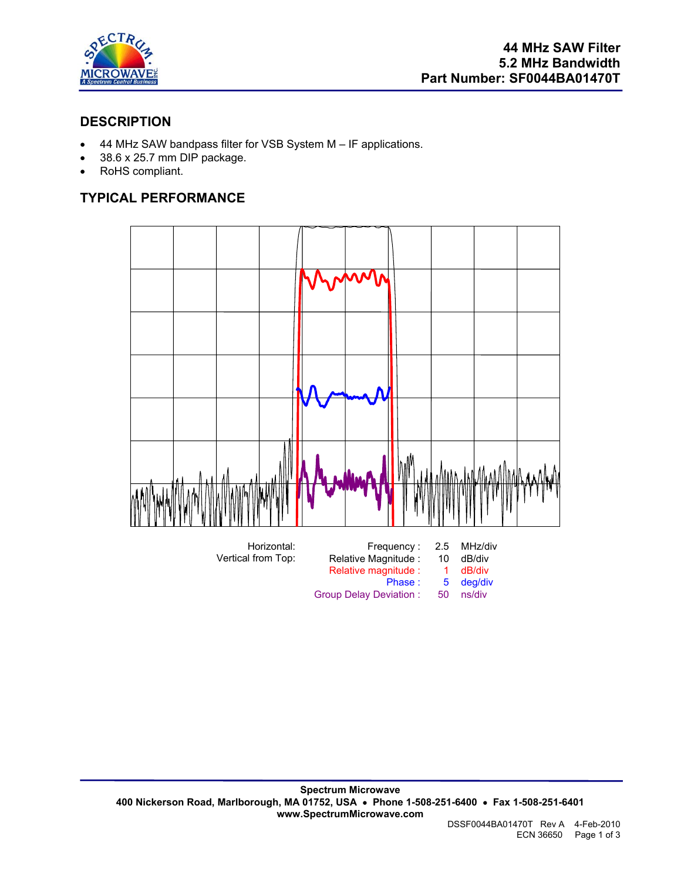# 44 MHz SAW Filter
## 5.2 MHz Bandwidth
## Part Number: SF0044BA01470T

## DESCRIPTION

- 44 MHz SAW bandpass filter for VSB System M – IF applications.
- 38.6 x 25.7 mm DIP package.
- RoHS compliant.

## TYPICAL PERFORMANCE

| | | | |
|---|---|---|---|
| Horizontal: | Frequency : | 2.5 | MHz/div |
| Vertical from Top: | Relative Magnitude : | 10 | dB/div |
| | Relative magnitude : | 1 | dB/div |
| | Phase : | 5 | deg/div |
| | Group Delay Deviation : | 50 | ns/div |

**Spectrum Microwave**
**400 Nickerson Road, Marlborough, MA 01752, USA • Phone 1-508-251-6400 • Fax 1-508-251-6401**
**www.SpectrumMicrowave.com**

DSSF0044BA01470T Rev A 4-Feb-2010
ECN 36650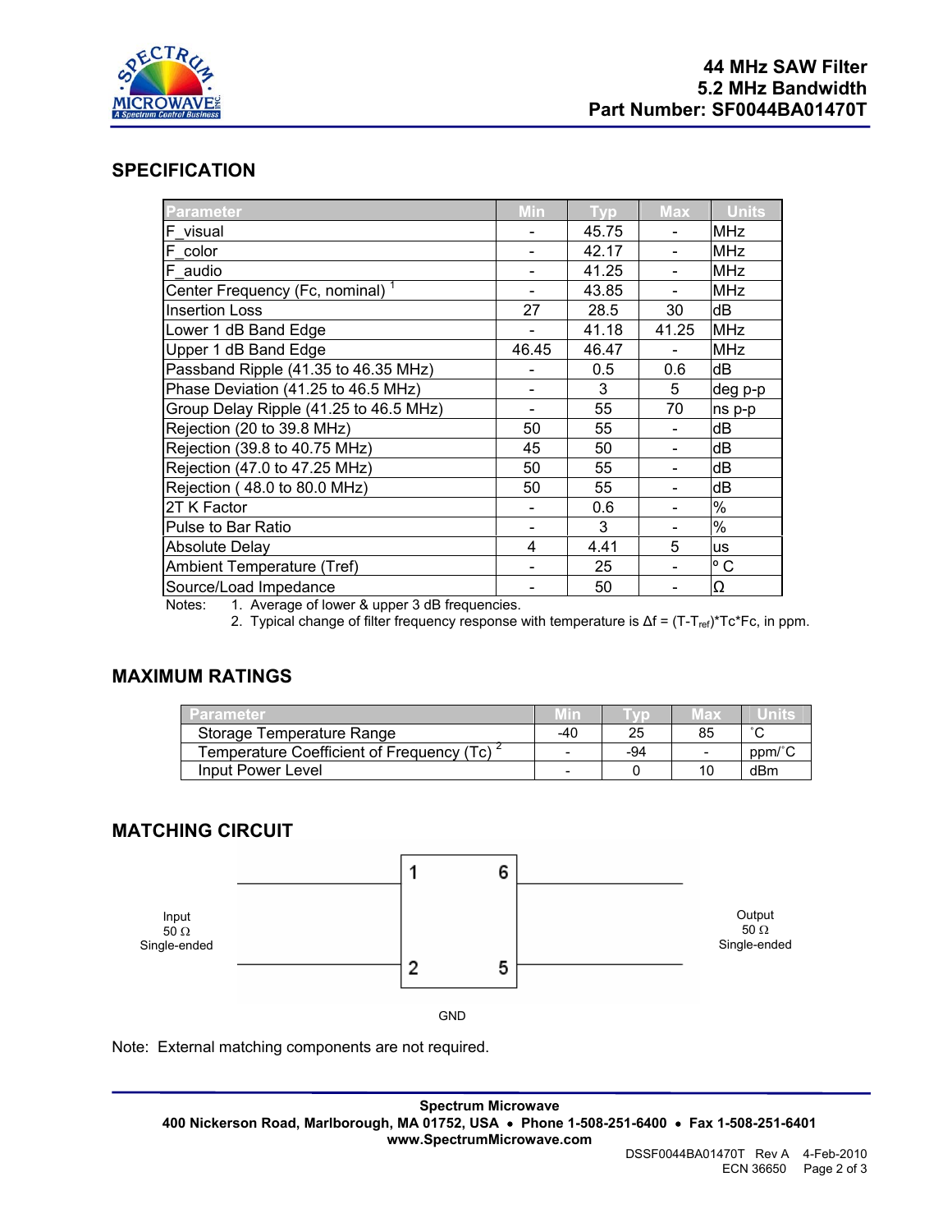## SPECIFICATION

| Parameter | Min | Typ | Max | Units |
|---|---|---|---|---|
| F_visual | - | 45.75 | - | MHz |
| F_color | - | 42.17 | - | MHz |
| F_audio | - | 41.25 | - | MHz |
| Center Frequency (Fc, nominal) [1] | - | 43.85 | - | MHz |
| Insertion Loss | 27 | 28.5 | 30 | dB |
| Lower 1 dB Band Edge | - | 41.18 | 41.25 | MHz |
| Upper 1 dB Band Edge | 46.45 | 46.47 | - | MHz |
| Passband Ripple (41.35 to 46.35 MHz) | - | 0.5 | 0.6 | dB |
| Phase Deviation (41.25 to 46.5 MHz) | - | 3 | 5 | deg p-p |
| Group Delay Ripple (41.25 to 46.5 MHz) | - | 55 | 70 | ns p-p |
| Rejection (20 to 39.8 MHz) | 50 | 55 | - | dB |
| Rejection (39.8 to 40.75 MHz) | 45 | 50 | - | dB |
| Rejection (47.0 to 47.25 MHz) | 50 | 55 | - | dB |
| Rejection ( 48.0 to 80.0 MHz) | 50 | 55 | - | dB |
| 2T K Factor | - | 0.6 | - | % |
| Pulse to Bar Ratio | - | 3 | - | % |
| Absolute Delay | 4 | 4.41 | 5 | us |
| Ambient Temperature (Tref) | - | 25 | - | ° C |
| Source/Load Impedance | - | 50 | - | Ω |

Notes:
1. Average of lower & upper 3 dB frequencies.
2. Typical change of filter frequency response with temperature is $\Delta f = (T-T_{ref})*Tc*Fc$, in ppm.

## MAXIMUM RATINGS

| Parameter | Min | Typ | Max | Units |
|---|---|---|---|---|
| Storage Temperature Range | -40 | 25 | 85 | ˚C |
| Temperature Coefficient of Frequency (Tc) [2] | - | -94 | - | ppm/˚C |
| Input Power Level | - | 0 | 10 | dBm |

## MATCHING CIRCUIT

Input 50 Ω Single-ended — pins 1, 2 | pins 6, 5 — Output 50 Ω Single-ended

GND

Note: External matching components are not required.

**Spectrum Microwave**
**400 Nickerson Road, Marlborough, MA 01752, USA • Phone 1-508-251-6400 • Fax 1-508-251-6401**
**www.SpectrumMicrowave.com**

DSSF0044BA01470T Rev A 4-Feb-2010
ECN 36650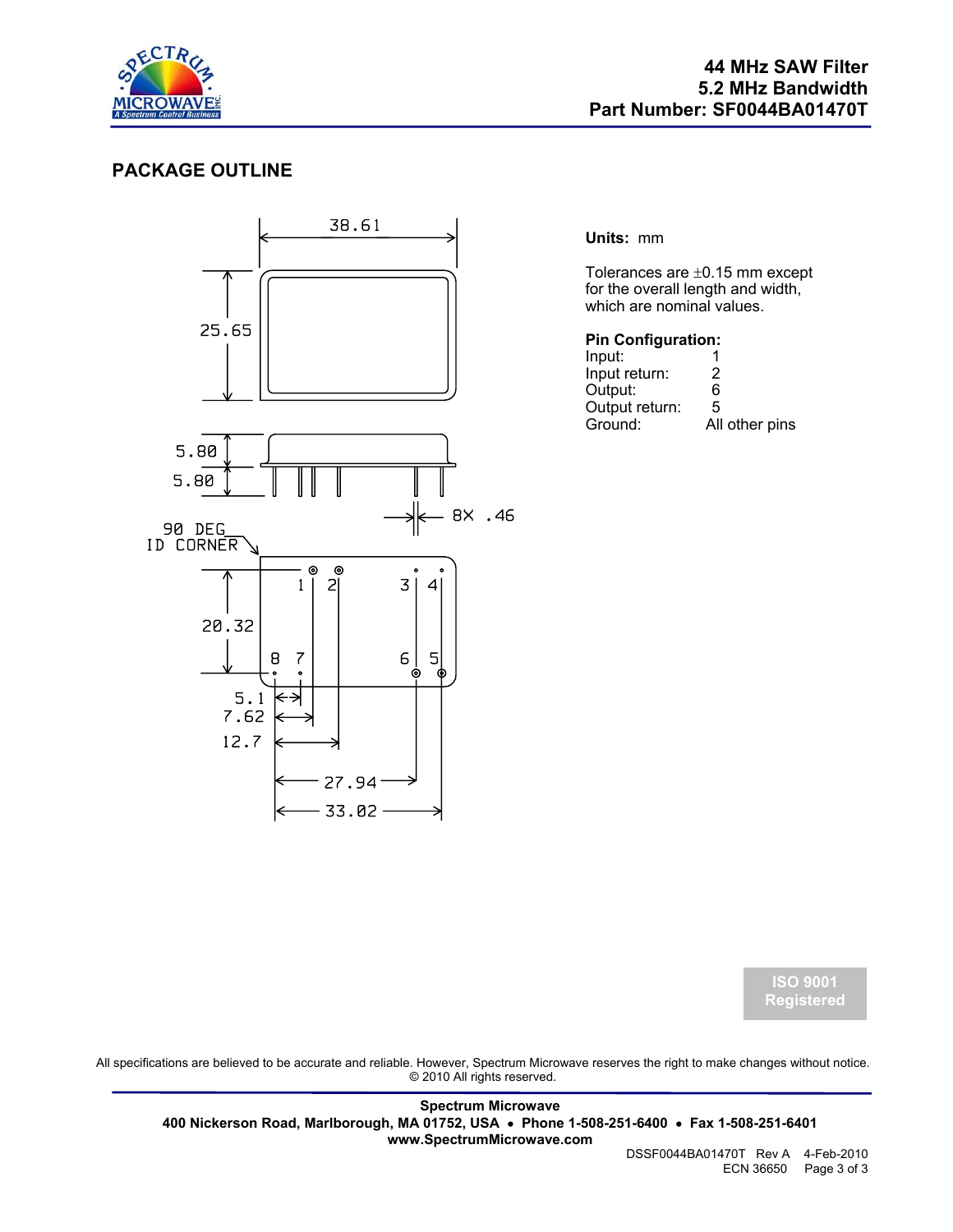# 44 MHz SAW Filter
## 5.2 MHz Bandwidth
## Part Number: SF0044BA01470T

## PACKAGE OUTLINE

38.61

25.65

5.80

5.80

8X .46

90 DEG
ID CORNER

1 2 3 4

8 7 6 5

20.32

5.1

7.62

12.7

27.94

33.02

**Units:** mm

Tolerances are ±0.15 mm except for the overall length and width, which are nominal values.

**Pin Configuration:**

| | |
|---|---|
| Input: | 1 |
| Input return: | 2 |
| Output: | 6 |
| Output return: | 5 |
| Ground: | All other pins |

ISO 9001 Registered

All specifications are believed to be accurate and reliable. However, Spectrum Microwave reserves the right to make changes without notice.
© 2010 All rights reserved.

**Spectrum Microwave**
**400 Nickerson Road, Marlborough, MA 01752, USA • Phone 1-508-251-6400 • Fax 1-508-251-6401**
**www.SpectrumMicrowave.com**

DSSF0044BA01470T Rev A 4-Feb-2010
ECN 36650